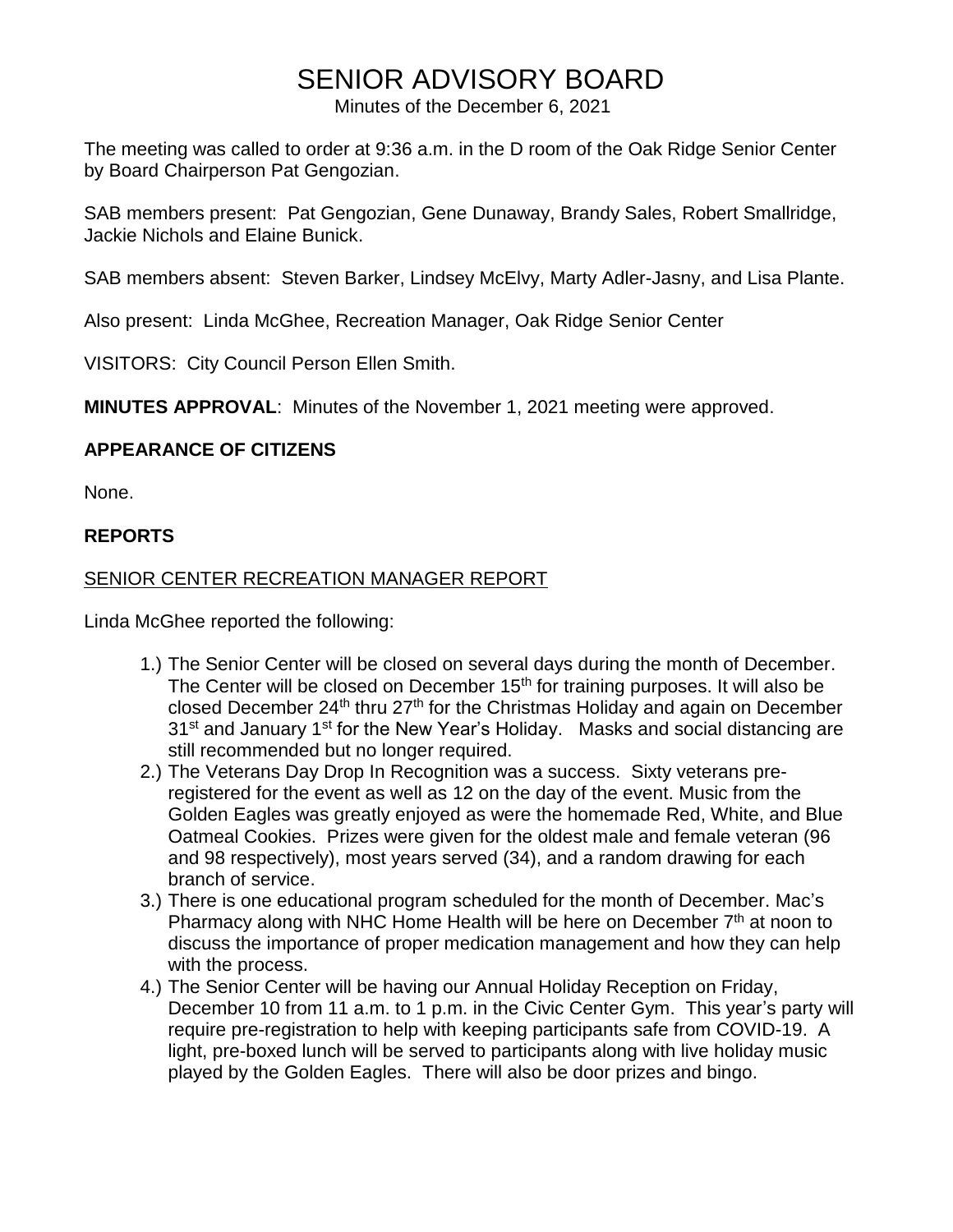# SENIOR ADVISORY BOARD

Minutes of the December 6, 2021

The meeting was called to order at 9:36 a.m. in the D room of the Oak Ridge Senior Center by Board Chairperson Pat Gengozian.

SAB members present: Pat Gengozian, Gene Dunaway, Brandy Sales, Robert Smallridge, Jackie Nichols and Elaine Bunick.

SAB members absent: Steven Barker, Lindsey McElvy, Marty Adler-Jasny, and Lisa Plante.

Also present: Linda McGhee, Recreation Manager, Oak Ridge Senior Center

VISITORS: City Council Person Ellen Smith.

**MINUTES APPROVAL**: Minutes of the November 1, 2021 meeting were approved.

## APPEARANCE OF CITIZENS

None.

## REPORTS

### SENIOR CENTER RECREATION MANAGER REPORT

Linda McGhee reported the following:

1.) The Senior Center will be closed on several days during the month of December. The Center will be closed on December 15th for training purposes. It will also be closed December 24th thru 27th for the Christmas Holiday and again on December 31st and January 1st for the New Year's Holiday. Masks and social distancing are still recommended but no longer required.

2.) The Veterans Day Drop In Recognition was a success. Sixty veterans pre-registered for the event as well as 12 on the day of the event. Music from the Golden Eagles was greatly enjoyed as were the homemade Red, White, and Blue Oatmeal Cookies. Prizes were given for the oldest male and female veteran (96 and 98 respectively), most years served (34), and a random drawing for each branch of service.

3.) There is one educational program scheduled for the month of December. Mac's Pharmacy along with NHC Home Health will be here on December 7th at noon to discuss the importance of proper medication management and how they can help with the process.

4.) The Senior Center will be having our Annual Holiday Reception on Friday, December 10 from 11 a.m. to 1 p.m. in the Civic Center Gym. This year's party will require pre-registration to help with keeping participants safe from COVID-19. A light, pre-boxed lunch will be served to participants along with live holiday music played by the Golden Eagles. There will also be door prizes and bingo.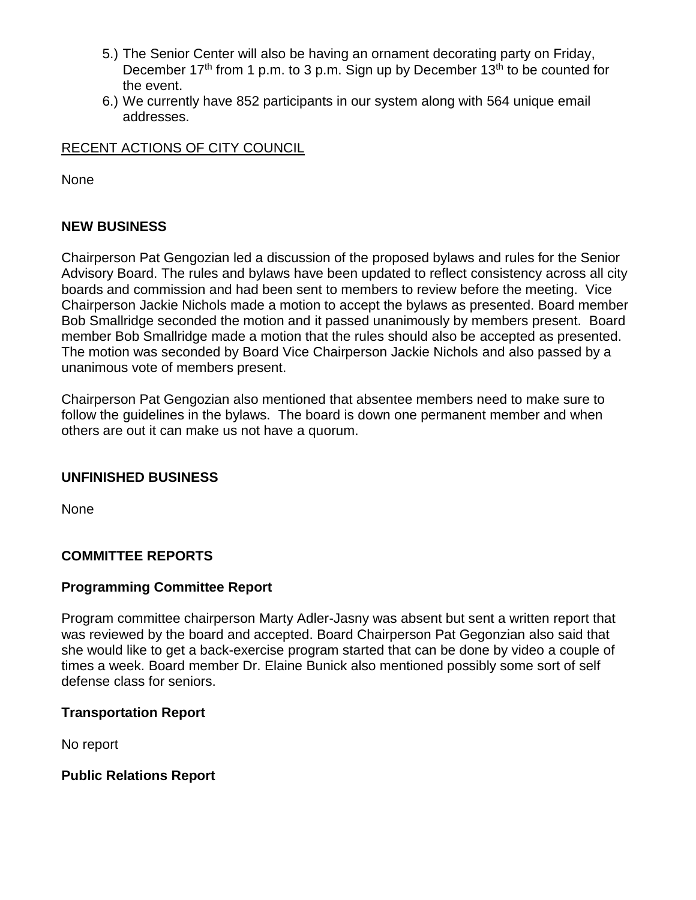5.) The Senior Center will also be having an ornament decorating party on Friday, December 17th from 1 p.m. to 3 p.m. Sign up by December 13th to be counted for the event.
6.) We currently have 852 participants in our system along with 564 unique email addresses.

RECENT ACTIONS OF CITY COUNCIL

None

**NEW BUSINESS**

Chairperson Pat Gengozian led a discussion of the proposed bylaws and rules for the Senior Advisory Board. The rules and bylaws have been updated to reflect consistency across all city boards and commission and had been sent to members to review before the meeting. Vice Chairperson Jackie Nichols made a motion to accept the bylaws as presented. Board member Bob Smallridge seconded the motion and it passed unanimously by members present. Board member Bob Smallridge made a motion that the rules should also be accepted as presented. The motion was seconded by Board Vice Chairperson Jackie Nichols and also passed by a unanimous vote of members present.

Chairperson Pat Gengozian also mentioned that absentee members need to make sure to follow the guidelines in the bylaws. The board is down one permanent member and when others are out it can make us not have a quorum.

**UNFINISHED BUSINESS**

None

**COMMITTEE REPORTS**

**Programming Committee Report**

Program committee chairperson Marty Adler-Jasny was absent but sent a written report that was reviewed by the board and accepted. Board Chairperson Pat Gegonzian also said that she would like to get a back-exercise program started that can be done by video a couple of times a week. Board member Dr. Elaine Bunick also mentioned possibly some sort of self defense class for seniors.

**Transportation Report**

No report

**Public Relations Report**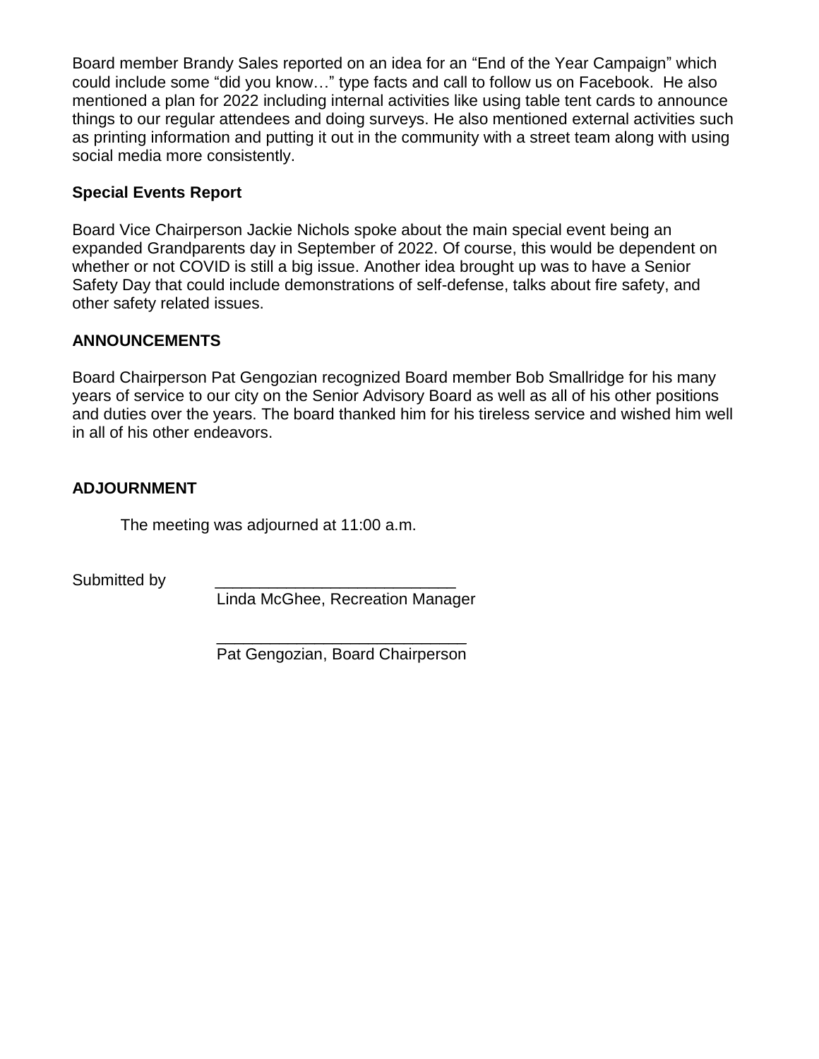Board member Brandy Sales reported on an idea for an "End of the Year Campaign" which could include some "did you know…" type facts and call to follow us on Facebook. He also mentioned a plan for 2022 including internal activities like using table tent cards to announce things to our regular attendees and doing surveys. He also mentioned external activities such as printing information and putting it out in the community with a street team along with using social media more consistently.

**Special Events Report**

Board Vice Chairperson Jackie Nichols spoke about the main special event being an expanded Grandparents day in September of 2022. Of course, this would be dependent on whether or not COVID is still a big issue. Another idea brought up was to have a Senior Safety Day that could include demonstrations of self-defense, talks about fire safety, and other safety related issues.

**ANNOUNCEMENTS**

Board Chairperson Pat Gengozian recognized Board member Bob Smallridge for his many years of service to our city on the Senior Advisory Board as well as all of his other positions and duties over the years. The board thanked him for his tireless service and wished him well in all of his other endeavors.

**ADJOURNMENT**

The meeting was adjourned at 11:00 a.m.

Submitted by ____________________________
Linda McGhee, Recreation Manager

____________________________
Pat Gengozian, Board Chairperson